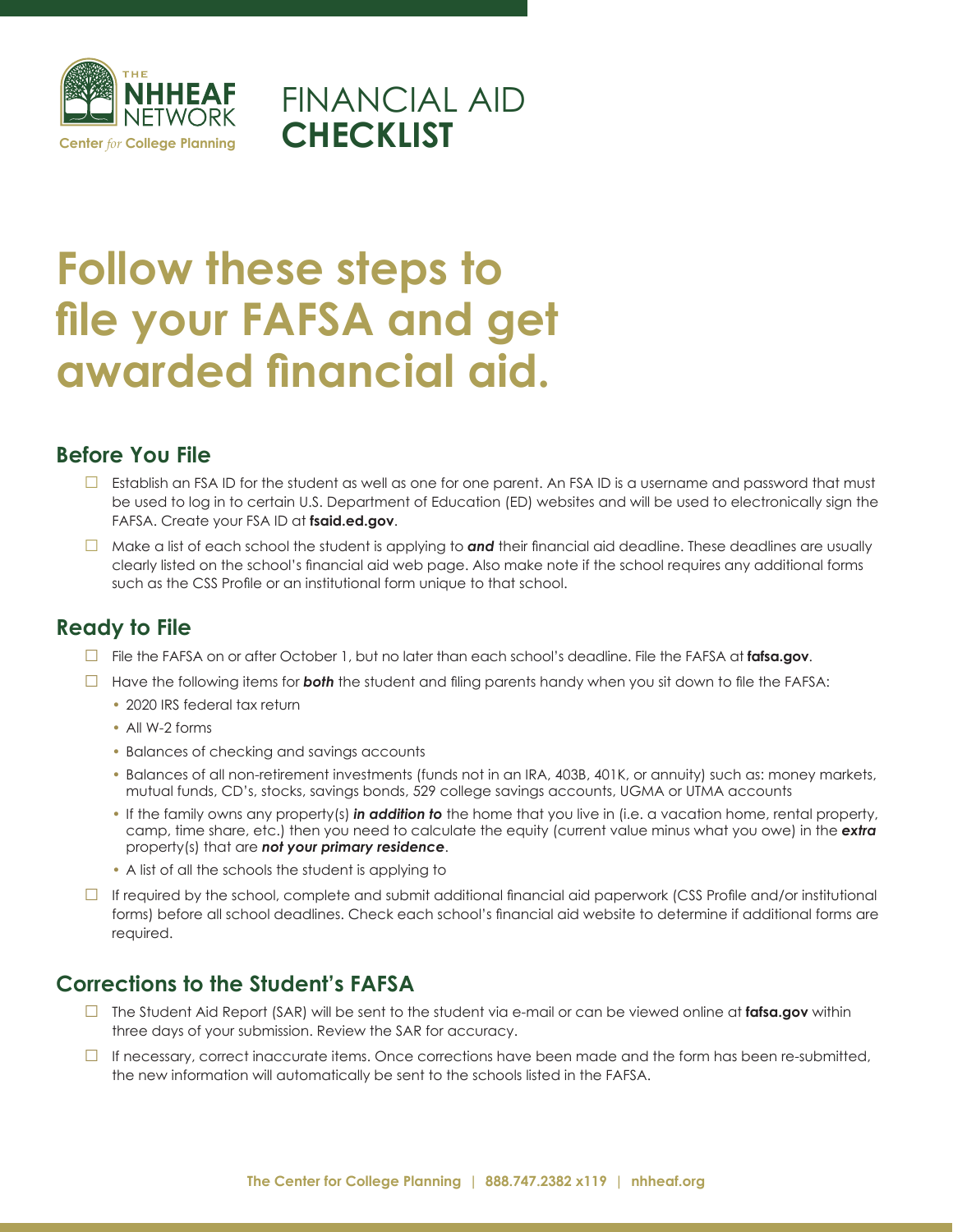THE NHHEAF NETWORK
Center *for* College Planning

# FINANCIAL AID **CHECKLIST**

# Follow these steps to file your FAFSA and get awarded financial aid.

## Before You File

- ☐ Establish an FSA ID for the student as well as one for one parent. An FSA ID is a username and password that must be used to log in to certain U.S. Department of Education (ED) websites and will be used to electronically sign the FAFSA. Create your FSA ID at **fsaid.ed.gov**.
- ☐ Make a list of each school the student is applying to ***and*** their financial aid deadline. These deadlines are usually clearly listed on the school's financial aid web page. Also make note if the school requires any additional forms such as the CSS Profile or an institutional form unique to that school.

## Ready to File

- ☐ File the FAFSA on or after October 1, but no later than each school's deadline. File the FAFSA at **fafsa.gov**.
- ☐ Have the following items for ***both*** the student and filing parents handy when you sit down to file the FAFSA:
  - 2020 IRS federal tax return
  - All W-2 forms
  - Balances of checking and savings accounts
  - Balances of all non-retirement investments (funds not in an IRA, 403B, 401K, or annuity) such as: money markets, mutual funds, CD's, stocks, savings bonds, 529 college savings accounts, UGMA or UTMA accounts
  - If the family owns any property(s) ***in addition to*** the home that you live in (i.e. a vacation home, rental property, camp, time share, etc.) then you need to calculate the equity (current value minus what you owe) in the ***extra*** property(s) that are ***not your primary residence***.
  - A list of all the schools the student is applying to
- ☐ If required by the school, complete and submit additional financial aid paperwork (CSS Profile and/or institutional forms) before all school deadlines. Check each school's financial aid website to determine if additional forms are required.

## Corrections to the Student's FAFSA

- ☐ The Student Aid Report (SAR) will be sent to the student via e-mail or can be viewed online at **fafsa.gov** within three days of your submission. Review the SAR for accuracy.
- ☐ If necessary, correct inaccurate items. Once corrections have been made and the form has been re-submitted, the new information will automatically be sent to the schools listed in the FAFSA.

**The Center for College Planning | 888.747.2382 x119 | nhheaf.org**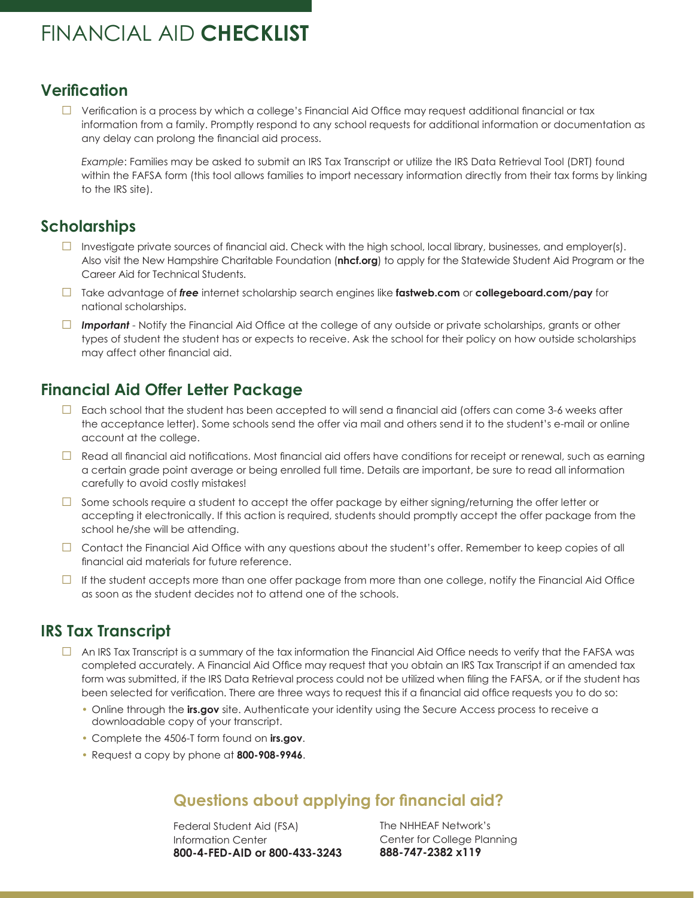# FINANCIAL AID **CHECKLIST**

## Verification

- ☐ Verification is a process by which a college's Financial Aid Office may request additional financial or tax information from a family. Promptly respond to any school requests for additional information or documentation as any delay can prolong the financial aid process.

  *Example*: Families may be asked to submit an IRS Tax Transcript or utilize the IRS Data Retrieval Tool (DRT) found within the FAFSA form (this tool allows families to import necessary information directly from their tax forms by linking to the IRS site).

## Scholarships

- ☐ Investigate private sources of financial aid. Check with the high school, local library, businesses, and employer(s). Also visit the New Hampshire Charitable Foundation (**nhcf.org**) to apply for the Statewide Student Aid Program or the Career Aid for Technical Students.
- ☐ Take advantage of ***free*** internet scholarship search engines like **fastweb.com** or **collegeboard.com/pay** for national scholarships.
- ☐ ***Important*** - Notify the Financial Aid Office at the college of any outside or private scholarships, grants or other types of student the student has or expects to receive. Ask the school for their policy on how outside scholarships may affect other financial aid.

## Financial Aid Offer Letter Package

- ☐ Each school that the student has been accepted to will send a financial aid (offers can come 3-6 weeks after the acceptance letter). Some schools send the offer via mail and others send it to the student's e-mail or online account at the college.
- ☐ Read all financial aid notifications. Most financial aid offers have conditions for receipt or renewal, such as earning a certain grade point average or being enrolled full time. Details are important, be sure to read all information carefully to avoid costly mistakes!
- ☐ Some schools require a student to accept the offer package by either signing/returning the offer letter or accepting it electronically. If this action is required, students should promptly accept the offer package from the school he/she will be attending.
- ☐ Contact the Financial Aid Office with any questions about the student's offer. Remember to keep copies of all financial aid materials for future reference.
- ☐ If the student accepts more than one offer package from more than one college, notify the Financial Aid Office as soon as the student decides not to attend one of the schools.

## IRS Tax Transcript

- ☐ An IRS Tax Transcript is a summary of the tax information the Financial Aid Office needs to verify that the FAFSA was completed accurately. A Financial Aid Office may request that you obtain an IRS Tax Transcript if an amended tax form was submitted, if the IRS Data Retrieval process could not be utilized when filing the FAFSA, or if the student has been selected for verification. There are three ways to request this if a financial aid office requests you to do so:
  - Online through the **irs.gov** site. Authenticate your identity using the Secure Access process to receive a downloadable copy of your transcript.
  - Complete the 4506-T form found on **irs.gov**.
  - Request a copy by phone at **800-908-9946**.

## Questions about applying for financial aid?

Federal Student Aid (FSA)
Information Center
**800-4-FED-AID or 800-433-3243**

The NHHEAF Network's
Center for College Planning
**888-747-2382 x119**